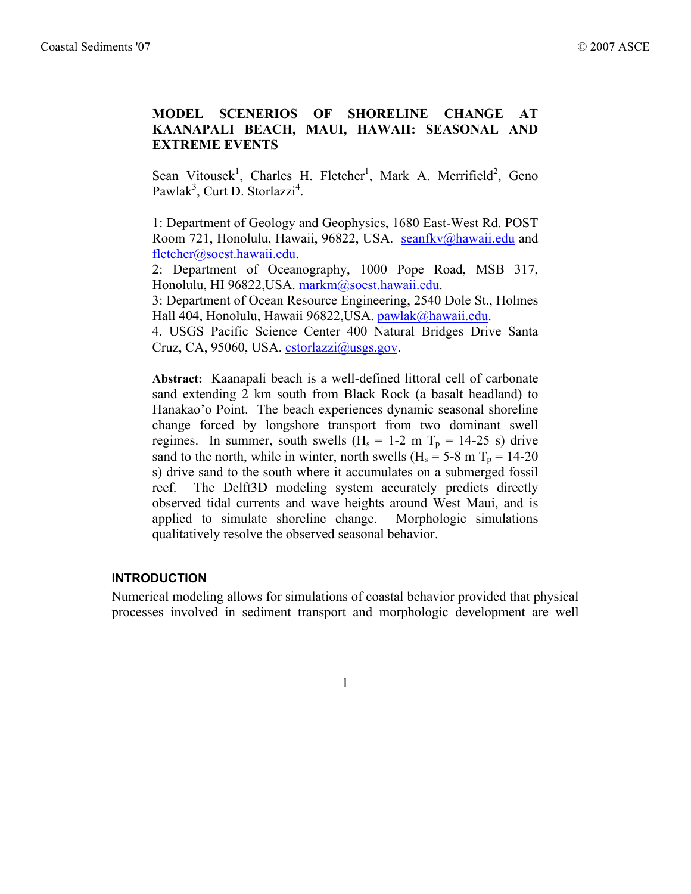# MODEL SCENERIOS OF SHORELINE CHANGE AT KAANAPALI BEACH, MAUI, HAWAII: SEASONAL AND EXTREME EVENTS

Sean Vitousek[1], Charles H. Fletcher[1], Mark A. Merrifield[2], Geno Pawlak[3], Curt D. Storlazzi[4].

1: Department of Geology and Geophysics, 1680 East-West Rd. POST Room 721, Honolulu, Hawaii, 96822, USA. seanfkv@hawaii.edu and fletcher@soest.hawaii.edu.
2: Department of Oceanography, 1000 Pope Road, MSB 317, Honolulu, HI 96822,USA. markm@soest.hawaii.edu.
3: Department of Ocean Resource Engineering, 2540 Dole St., Holmes Hall 404, Honolulu, Hawaii 96822,USA. pawlak@hawaii.edu.
4. USGS Pacific Science Center 400 Natural Bridges Drive Santa Cruz, CA, 95060, USA. cstorlazzi@usgs.gov.

**Abstract:** Kaanapali beach is a well-defined littoral cell of carbonate sand extending 2 km south from Black Rock (a basalt headland) to Hanakao'o Point. The beach experiences dynamic seasonal shoreline change forced by longshore transport from two dominant swell regimes. In summer, south swells ($H_s$ = 1-2 m $T_p$ = 14-25 s) drive sand to the north, while in winter, north swells ($H_s$ = 5-8 m $T_p$ = 14-20 s) drive sand to the south where it accumulates on a submerged fossil reef. The Delft3D modeling system accurately predicts directly observed tidal currents and wave heights around West Maui, and is applied to simulate shoreline change. Morphologic simulations qualitatively resolve the observed seasonal behavior.

## INTRODUCTION

Numerical modeling allows for simulations of coastal behavior provided that physical processes involved in sediment transport and morphologic development are well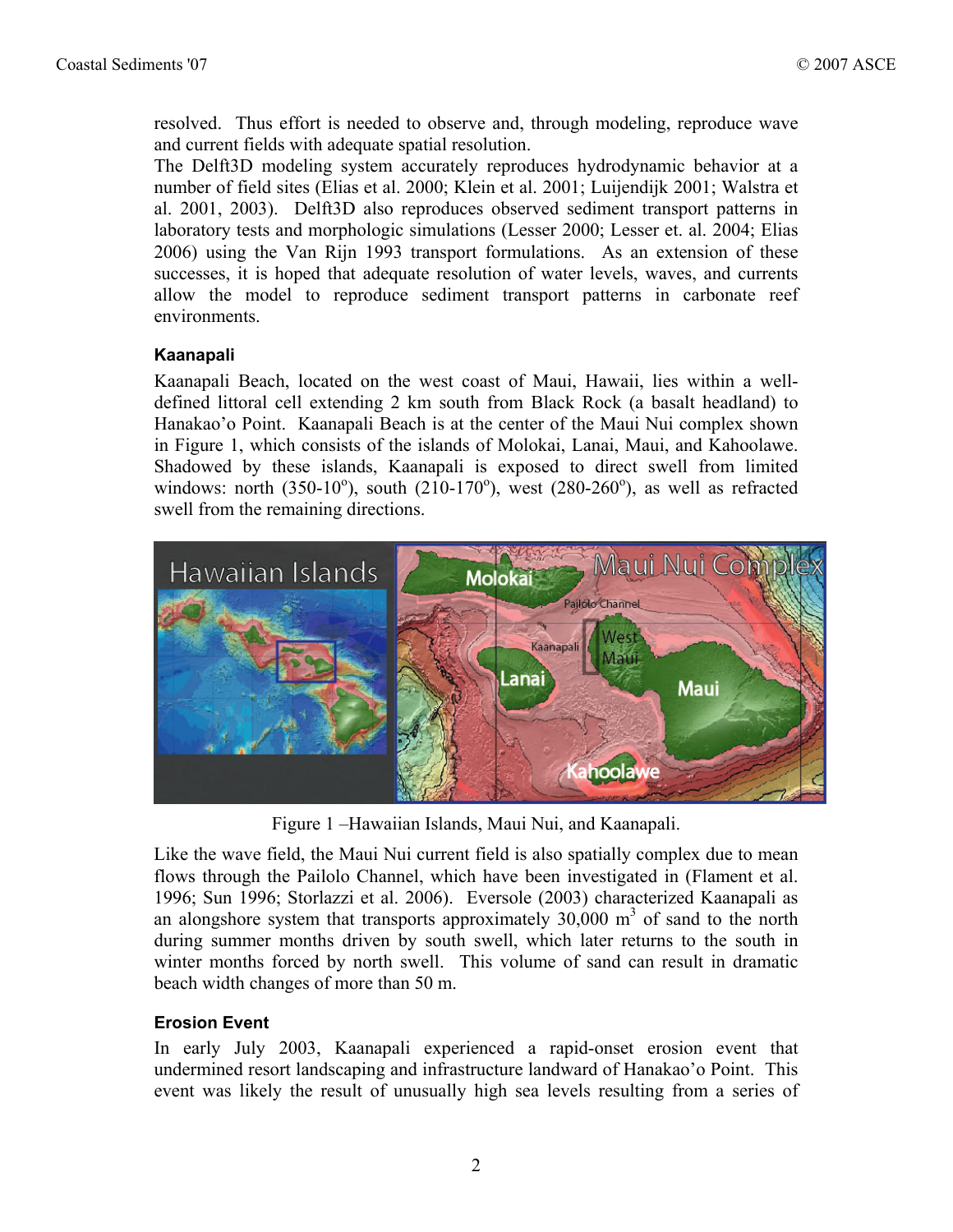resolved. Thus effort is needed to observe and, through modeling, reproduce wave and current fields with adequate spatial resolution.

The Delft3D modeling system accurately reproduces hydrodynamic behavior at a number of field sites (Elias et al. 2000; Klein et al. 2001; Luijendijk 2001; Walstra et al. 2001, 2003). Delft3D also reproduces observed sediment transport patterns in laboratory tests and morphologic simulations (Lesser 2000; Lesser et. al. 2004; Elias 2006) using the Van Rijn 1993 transport formulations. As an extension of these successes, it is hoped that adequate resolution of water levels, waves, and currents allow the model to reproduce sediment transport patterns in carbonate reef environments.

### Kaanapali

Kaanapali Beach, located on the west coast of Maui, Hawaii, lies within a well-defined littoral cell extending 2 km south from Black Rock (a basalt headland) to Hanakao'o Point. Kaanapali Beach is at the center of the Maui Nui complex shown in Figure 1, which consists of the islands of Molokai, Lanai, Maui, and Kahoolawe. Shadowed by these islands, Kaanapali is exposed to direct swell from limited windows: north (350-10$^{o}$), south (210-170$^{o}$), west (280-260$^{o}$), as well as refracted swell from the remaining directions.

Figure 1 –Hawaiian Islands, Maui Nui, and Kaanapali.

Like the wave field, the Maui Nui current field is also spatially complex due to mean flows through the Pailolo Channel, which have been investigated in (Flament et al. 1996; Sun 1996; Storlazzi et al. 2006). Eversole (2003) characterized Kaanapali as an alongshore system that transports approximately 30,000 m$^3$ of sand to the north during summer months driven by south swell, which later returns to the south in winter months forced by north swell. This volume of sand can result in dramatic beach width changes of more than 50 m.

### Erosion Event

In early July 2003, Kaanapali experienced a rapid-onset erosion event that undermined resort landscaping and infrastructure landward of Hanakao'o Point. This event was likely the result of unusually high sea levels resulting from a series of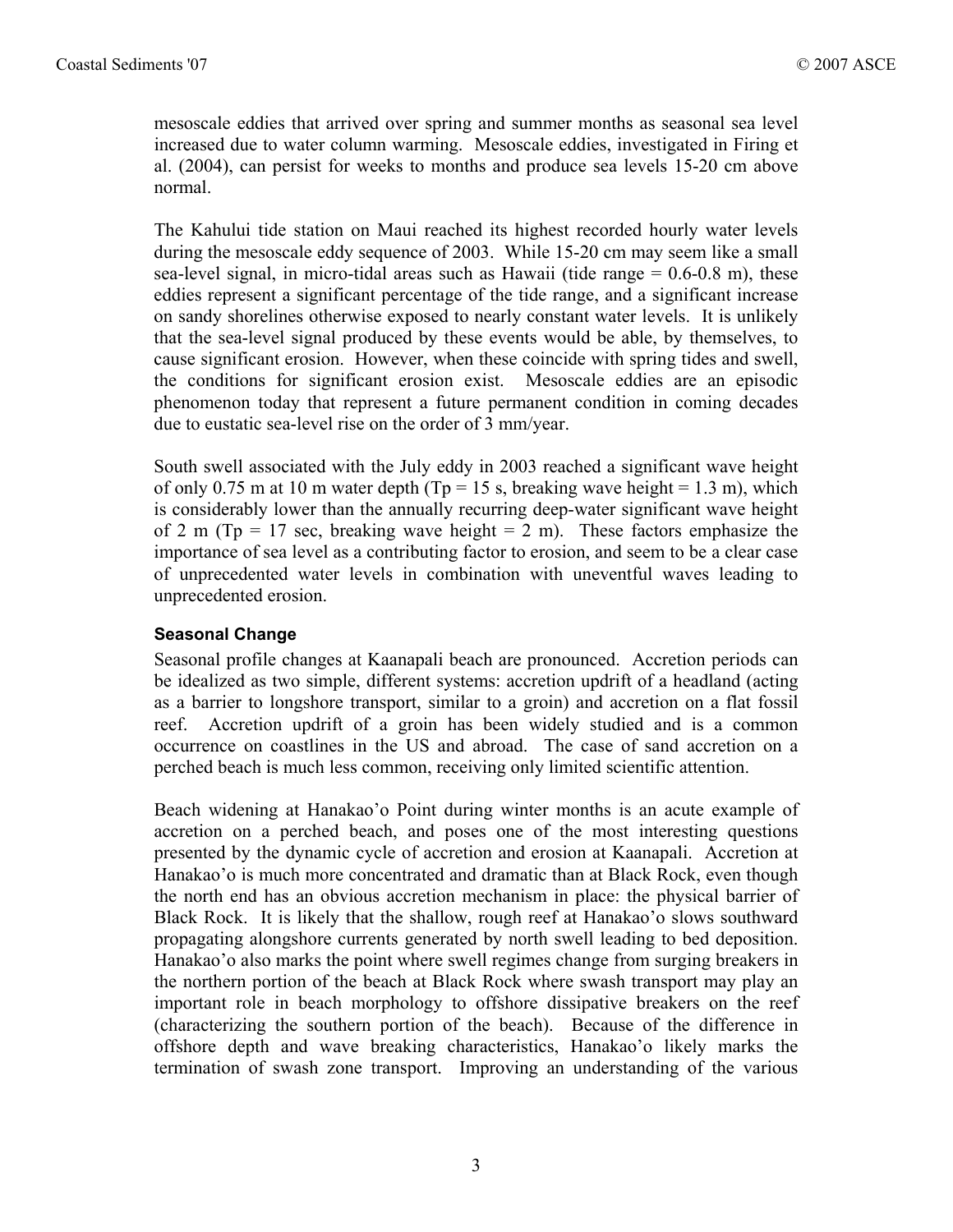mesoscale eddies that arrived over spring and summer months as seasonal sea level increased due to water column warming. Mesoscale eddies, investigated in Firing et al. (2004), can persist for weeks to months and produce sea levels 15-20 cm above normal.

The Kahului tide station on Maui reached its highest recorded hourly water levels during the mesoscale eddy sequence of 2003. While 15-20 cm may seem like a small sea-level signal, in micro-tidal areas such as Hawaii (tide range = 0.6-0.8 m), these eddies represent a significant percentage of the tide range, and a significant increase on sandy shorelines otherwise exposed to nearly constant water levels. It is unlikely that the sea-level signal produced by these events would be able, by themselves, to cause significant erosion. However, when these coincide with spring tides and swell, the conditions for significant erosion exist. Mesoscale eddies are an episodic phenomenon today that represent a future permanent condition in coming decades due to eustatic sea-level rise on the order of 3 mm/year.

South swell associated with the July eddy in 2003 reached a significant wave height of only 0.75 m at 10 m water depth ($T_p$ = 15 s, breaking wave height = 1.3 m), which is considerably lower than the annually recurring deep-water significant wave height of 2 m ($T_p$ = 17 sec, breaking wave height = 2 m). These factors emphasize the importance of sea level as a contributing factor to erosion, and seem to be a clear case of unprecedented water levels in combination with uneventful waves leading to unprecedented erosion.

### Seasonal Change

Seasonal profile changes at Kaanapali beach are pronounced. Accretion periods can be idealized as two simple, different systems: accretion updrift of a headland (acting as a barrier to longshore transport, similar to a groin) and accretion on a flat fossil reef. Accretion updrift of a groin has been widely studied and is a common occurrence on coastlines in the US and abroad. The case of sand accretion on a perched beach is much less common, receiving only limited scientific attention.

Beach widening at Hanakao'o Point during winter months is an acute example of accretion on a perched beach, and poses one of the most interesting questions presented by the dynamic cycle of accretion and erosion at Kaanapali. Accretion at Hanakao'o is much more concentrated and dramatic than at Black Rock, even though the north end has an obvious accretion mechanism in place: the physical barrier of Black Rock. It is likely that the shallow, rough reef at Hanakao'o slows southward propagating alongshore currents generated by north swell leading to bed deposition. Hanakao'o also marks the point where swell regimes change from surging breakers in the northern portion of the beach at Black Rock where swash transport may play an important role in beach morphology to offshore dissipative breakers on the reef (characterizing the southern portion of the beach). Because of the difference in offshore depth and wave breaking characteristics, Hanakao'o likely marks the termination of swash zone transport. Improving an understanding of the various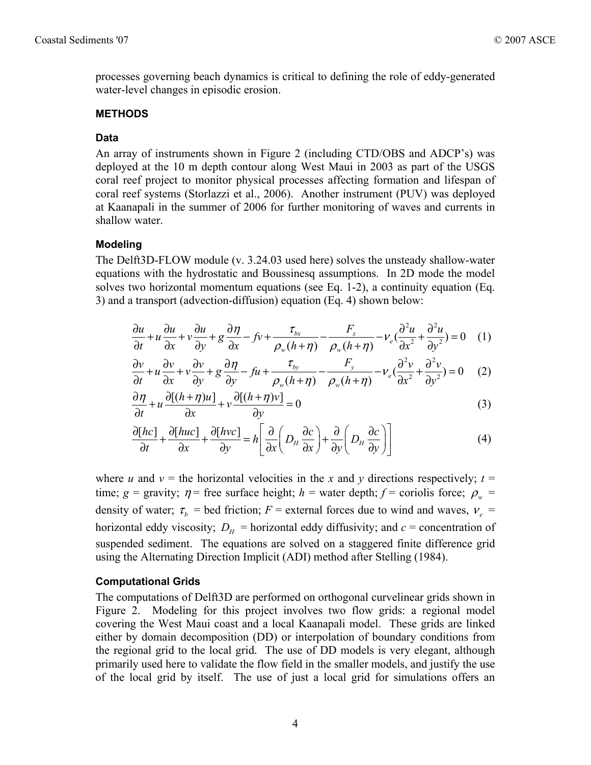processes governing beach dynamics is critical to defining the role of eddy-generated water-level changes in episodic erosion.

## METHODS

### Data

An array of instruments shown in Figure 2 (including CTD/OBS and ADCP's) was deployed at the 10 m depth contour along West Maui in 2003 as part of the USGS coral reef project to monitor physical processes affecting formation and lifespan of coral reef systems (Storlazzi et al., 2006). Another instrument (PUV) was deployed at Kaanapali in the summer of 2006 for further monitoring of waves and currents in shallow water.

### Modeling

The Delft3D-FLOW module (v. 3.24.03 used here) solves the unsteady shallow-water equations with the hydrostatic and Boussinesq assumptions. In 2D mode the model solves two horizontal momentum equations (see Eq. 1-2), a continuity equation (Eq. 3) and a transport (advection-diffusion) equation (Eq. 4) shown below:

$$\frac{\partial u}{\partial t} + u\frac{\partial u}{\partial x} + v\frac{\partial u}{\partial y} + g\frac{\partial \eta}{\partial x} - fv + \frac{\tau_{bx}}{\rho_w(h+\eta)} - \frac{F_x}{\rho_w(h+\eta)} - \nu_e\left(\frac{\partial^2 u}{\partial x^2} + \frac{\partial^2 u}{\partial y^2}\right) = 0 \quad (1)$$

$$\frac{\partial v}{\partial t} + u\frac{\partial v}{\partial x} + v\frac{\partial v}{\partial y} + g\frac{\partial \eta}{\partial y} - fu + \frac{\tau_{by}}{\rho_w(h+\eta)} - \frac{F_y}{\rho_w(h+\eta)} - \nu_e\left(\frac{\partial^2 v}{\partial x^2} + \frac{\partial^2 v}{\partial y^2}\right) = 0 \quad (2)$$

$$\frac{\partial \eta}{\partial t} + u\frac{\partial[(h+\eta)u]}{\partial x} + v\frac{\partial[(h+\eta)v]}{\partial y} = 0 \quad (3)$$

$$\frac{\partial[hc]}{\partial t} + \frac{\partial[huc]}{\partial x} + \frac{\partial[hvc]}{\partial y} = h\left[\frac{\partial}{\partial x}\left(D_H\frac{\partial c}{\partial x}\right) + \frac{\partial}{\partial y}\left(D_H\frac{\partial c}{\partial y}\right)\right] \quad (4)$$

where $u$ and $v$ = the horizontal velocities in the $x$ and $y$ directions respectively; $t$ = time; $g$ = gravity; $\eta$ = free surface height; $h$ = water depth; $f$ = coriolis force; $\rho_w$ = density of water; $\tau_b$ = bed friction; $F$ = external forces due to wind and waves, $\nu_e$ = horizontal eddy viscosity; $D_H$ = horizontal eddy diffusivity; and $c$ = concentration of suspended sediment. The equations are solved on a staggered finite difference grid using the Alternating Direction Implicit (ADI) method after Stelling (1984).

### Computational Grids

The computations of Delft3D are performed on orthogonal curvelinear grids shown in Figure 2. Modeling for this project involves two flow grids: a regional model covering the West Maui coast and a local Kaanapali model. These grids are linked either by domain decomposition (DD) or interpolation of boundary conditions from the regional grid to the local grid. The use of DD models is very elegant, although primarily used here to validate the flow field in the smaller models, and justify the use of the local grid by itself. The use of just a local grid for simulations offers an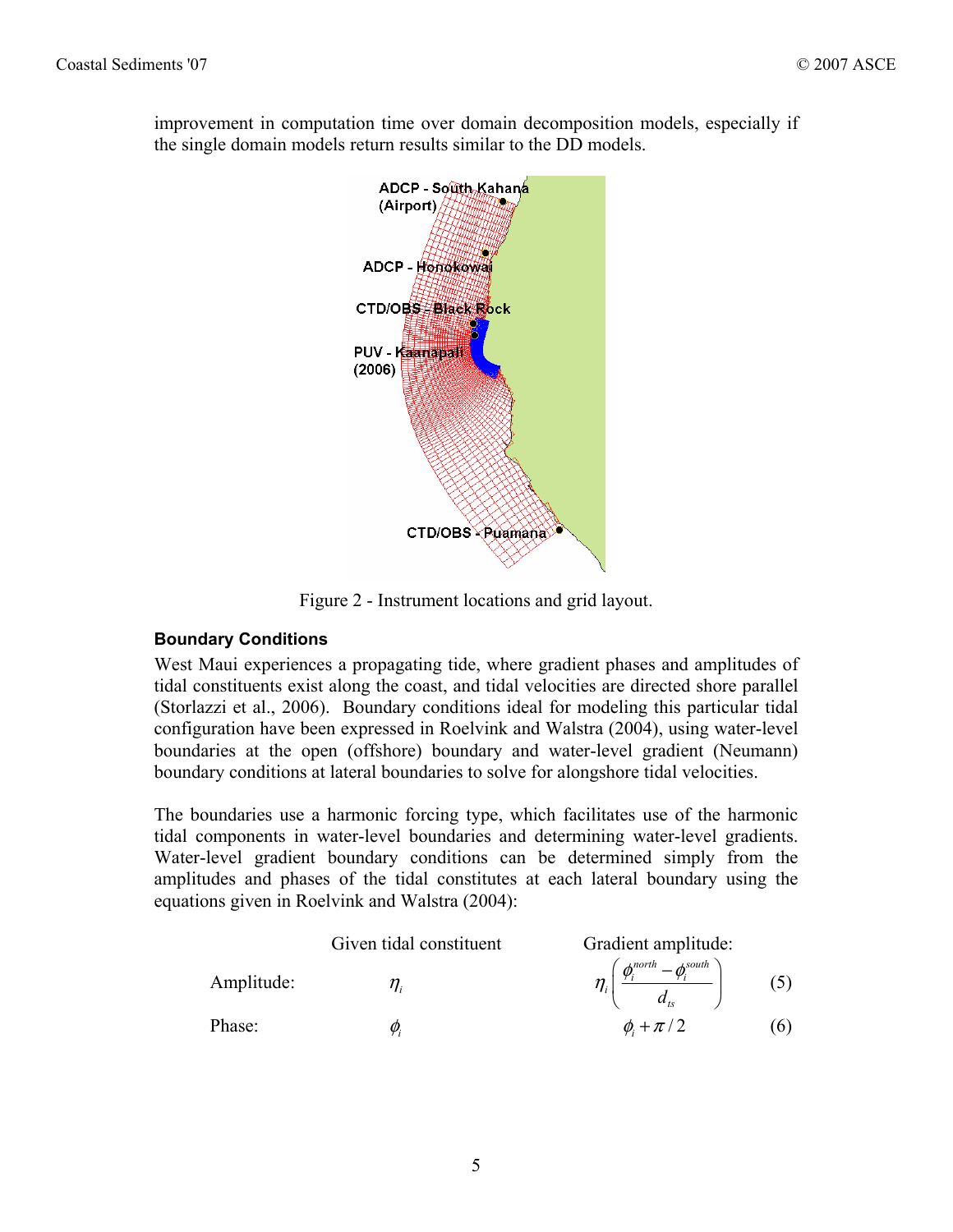improvement in computation time over domain decomposition models, especially if the single domain models return results similar to the DD models.

Figure 2 - Instrument locations and grid layout.

**Boundary Conditions**

West Maui experiences a propagating tide, where gradient phases and amplitudes of tidal constituents exist along the coast, and tidal velocities are directed shore parallel (Storlazzi et al., 2006). Boundary conditions ideal for modeling this particular tidal configuration have been expressed in Roelvink and Walstra (2004), using water-level boundaries at the open (offshore) boundary and water-level gradient (Neumann) boundary conditions at lateral boundaries to solve for alongshore tidal velocities.

The boundaries use a harmonic forcing type, which facilitates use of the harmonic tidal components in water-level boundaries and determining water-level gradients. Water-level gradient boundary conditions can be determined simply from the amplitudes and phases of the tidal constitutes at each lateral boundary using the equations given in Roelvink and Walstra (2004):

| | Given tidal constituent | Gradient amplitude: | |
|---|---|---|---|
| Amplitude: | $\eta_i$ | $\eta_i \left( \dfrac{\phi_i^{north} - \phi_i^{south}}{d_{ts}} \right)$ | (5) |
| Phase: | $\phi_i$ | $\phi_i + \pi / 2$ | (6) |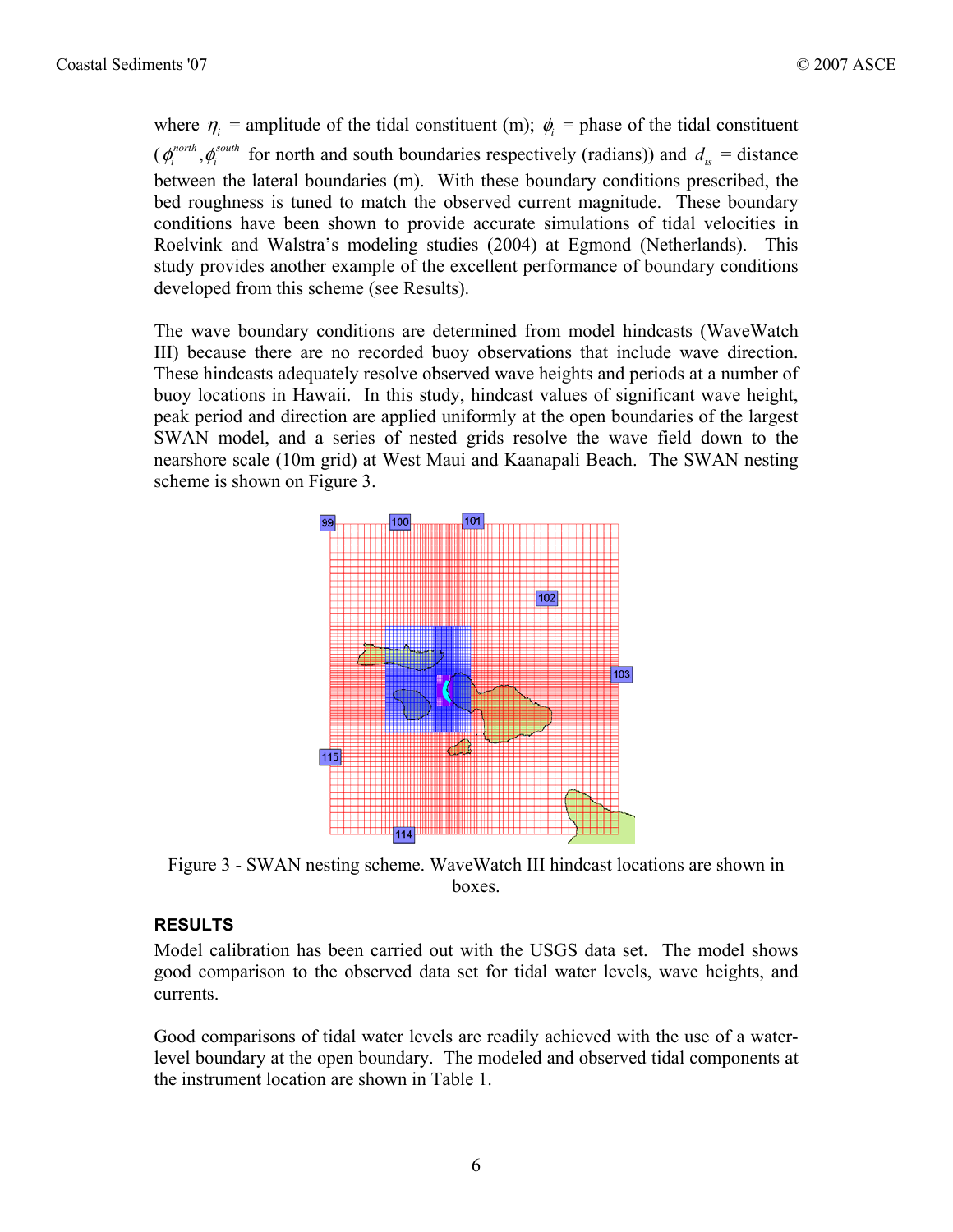where $\eta_i$ = amplitude of the tidal constituent (m); $\phi_i$ = phase of the tidal constituent ($\phi_i^{north}, \phi_i^{south}$ for north and south boundaries respectively (radians)) and $d_{ts}$ = distance between the lateral boundaries (m). With these boundary conditions prescribed, the bed roughness is tuned to match the observed current magnitude. These boundary conditions have been shown to provide accurate simulations of tidal velocities in Roelvink and Walstra's modeling studies (2004) at Egmond (Netherlands). This study provides another example of the excellent performance of boundary conditions developed from this scheme (see Results).

The wave boundary conditions are determined from model hindcasts (WaveWatch III) because there are no recorded buoy observations that include wave direction. These hindcasts adequately resolve observed wave heights and periods at a number of buoy locations in Hawaii. In this study, hindcast values of significant wave height, peak period and direction are applied uniformly at the open boundaries of the largest SWAN model, and a series of nested grids resolve the wave field down to the nearshore scale (10m grid) at West Maui and Kaanapali Beach. The SWAN nesting scheme is shown on Figure 3.

Figure 3 - SWAN nesting scheme. WaveWatch III hindcast locations are shown in boxes.

## RESULTS

Model calibration has been carried out with the USGS data set. The model shows good comparison to the observed data set for tidal water levels, wave heights, and currents.

Good comparisons of tidal water levels are readily achieved with the use of a water-level boundary at the open boundary. The modeled and observed tidal components at the instrument location are shown in Table 1.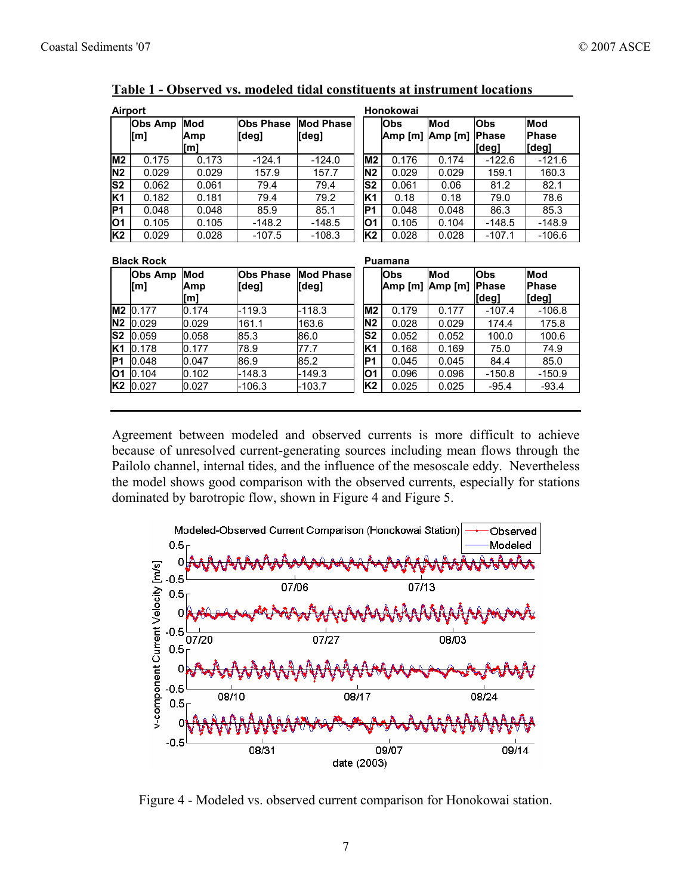**Table 1 - Observed vs. modeled tidal constituents at instrument locations**

**Airport**

| | Obs Amp [m] | Mod Amp [m] | Obs Phase [deg] | Mod Phase [deg] |
|---|---|---|---|---|
| M2 | 0.175 | 0.173 | -124.1 | -124.0 |
| N2 | 0.029 | 0.029 | 157.9 | 157.7 |
| S2 | 0.062 | 0.061 | 79.4 | 79.4 |
| K1 | 0.182 | 0.181 | 79.4 | 79.2 |
| P1 | 0.048 | 0.048 | 85.9 | 85.1 |
| O1 | 0.105 | 0.105 | -148.2 | -148.5 |
| K2 | 0.029 | 0.028 | -107.5 | -108.3 |

**Honokowai**

| | Obs Amp [m] | Mod Amp [m] | Obs Phase [deg] | Mod Phase [deg] |
|---|---|---|---|---|
| M2 | 0.176 | 0.174 | -122.6 | -121.6 |
| N2 | 0.029 | 0.029 | 159.1 | 160.3 |
| S2 | 0.061 | 0.06 | 81.2 | 82.1 |
| K1 | 0.18 | 0.18 | 79.0 | 78.6 |
| P1 | 0.048 | 0.048 | 86.3 | 85.3 |
| O1 | 0.105 | 0.104 | -148.5 | -148.9 |
| K2 | 0.028 | 0.028 | -107.1 | -106.6 |

**Black Rock**

| | Obs Amp [m] | Mod Amp [m] | Obs Phase [deg] | Mod Phase [deg] |
|---|---|---|---|---|
| M2 | 0.177 | 0.174 | -119.3 | -118.3 |
| N2 | 0.029 | 0.029 | 161.1 | 163.6 |
| S2 | 0.059 | 0.058 | 85.3 | 86.0 |
| K1 | 0.178 | 0.177 | 78.9 | 77.7 |
| P1 | 0.048 | 0.047 | 86.9 | 85.2 |
| O1 | 0.104 | 0.102 | -148.3 | -149.3 |
| K2 | 0.027 | 0.027 | -106.3 | -103.7 |

**Puamana**

| | Obs Amp [m] | Mod Amp [m] | Obs Phase [deg] | Mod Phase [deg] |
|---|---|---|---|---|
| M2 | 0.179 | 0.177 | -107.4 | -106.8 |
| N2 | 0.028 | 0.029 | 174.4 | 175.8 |
| S2 | 0.052 | 0.052 | 100.0 | 100.6 |
| K1 | 0.168 | 0.169 | 75.0 | 74.9 |
| P1 | 0.045 | 0.045 | 84.4 | 85.0 |
| O1 | 0.096 | 0.096 | -150.8 | -150.9 |
| K2 | 0.025 | 0.025 | -95.4 | -93.4 |

Agreement between modeled and observed currents is more difficult to achieve because of unresolved current-generating sources including mean flows through the Pailolo channel, internal tides, and the influence of the mesoscale eddy. Nevertheless the model shows good comparison with the observed currents, especially for stations dominated by barotropic flow, shown in Figure 4 and Figure 5.

Figure 4 - Modeled vs. observed current comparison for Honokowai station.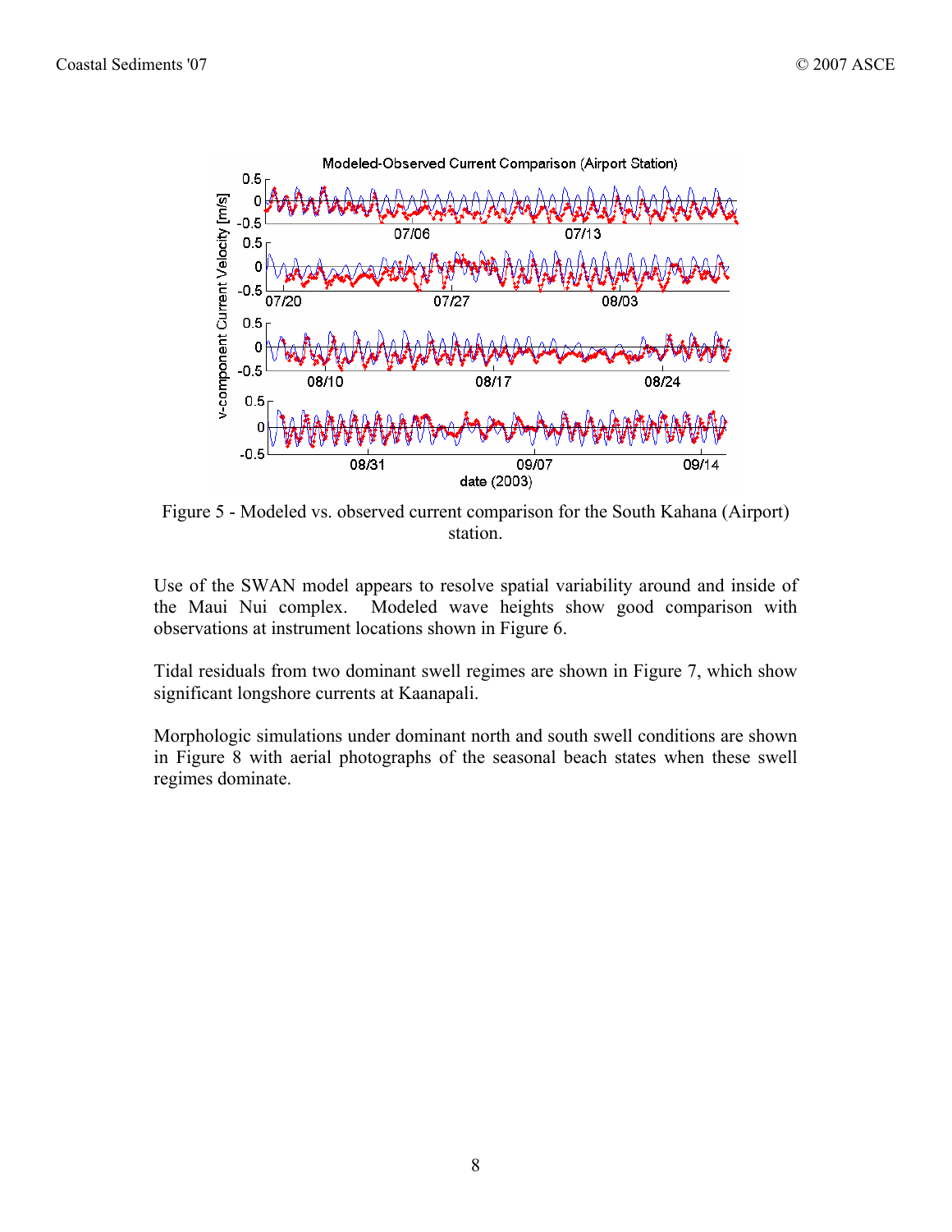Figure 5 - Modeled vs. observed current comparison for the South Kahana (Airport) station.

Use of the SWAN model appears to resolve spatial variability around and inside of the Maui Nui complex. Modeled wave heights show good comparison with observations at instrument locations shown in Figure 6.

Tidal residuals from two dominant swell regimes are shown in Figure 7, which show significant longshore currents at Kaanapali.

Morphologic simulations under dominant north and south swell conditions are shown in Figure 8 with aerial photographs of the seasonal beach states when these swell regimes dominate.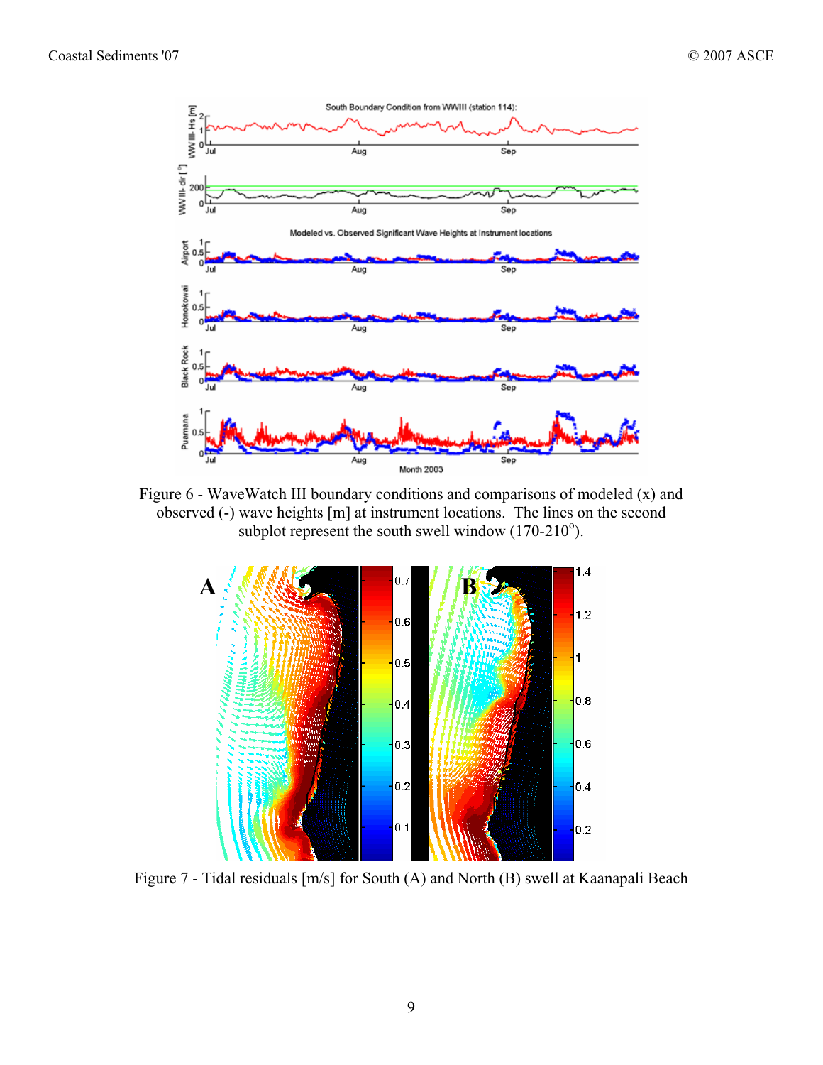Figure 6 - WaveWatch III boundary conditions and comparisons of modeled (x) and observed (-) wave heights [m] at instrument locations. The lines on the second subplot represent the south swell window (170-210$^{o}$).

Figure 7 - Tidal residuals [m/s] for South (A) and North (B) swell at Kaanapali Beach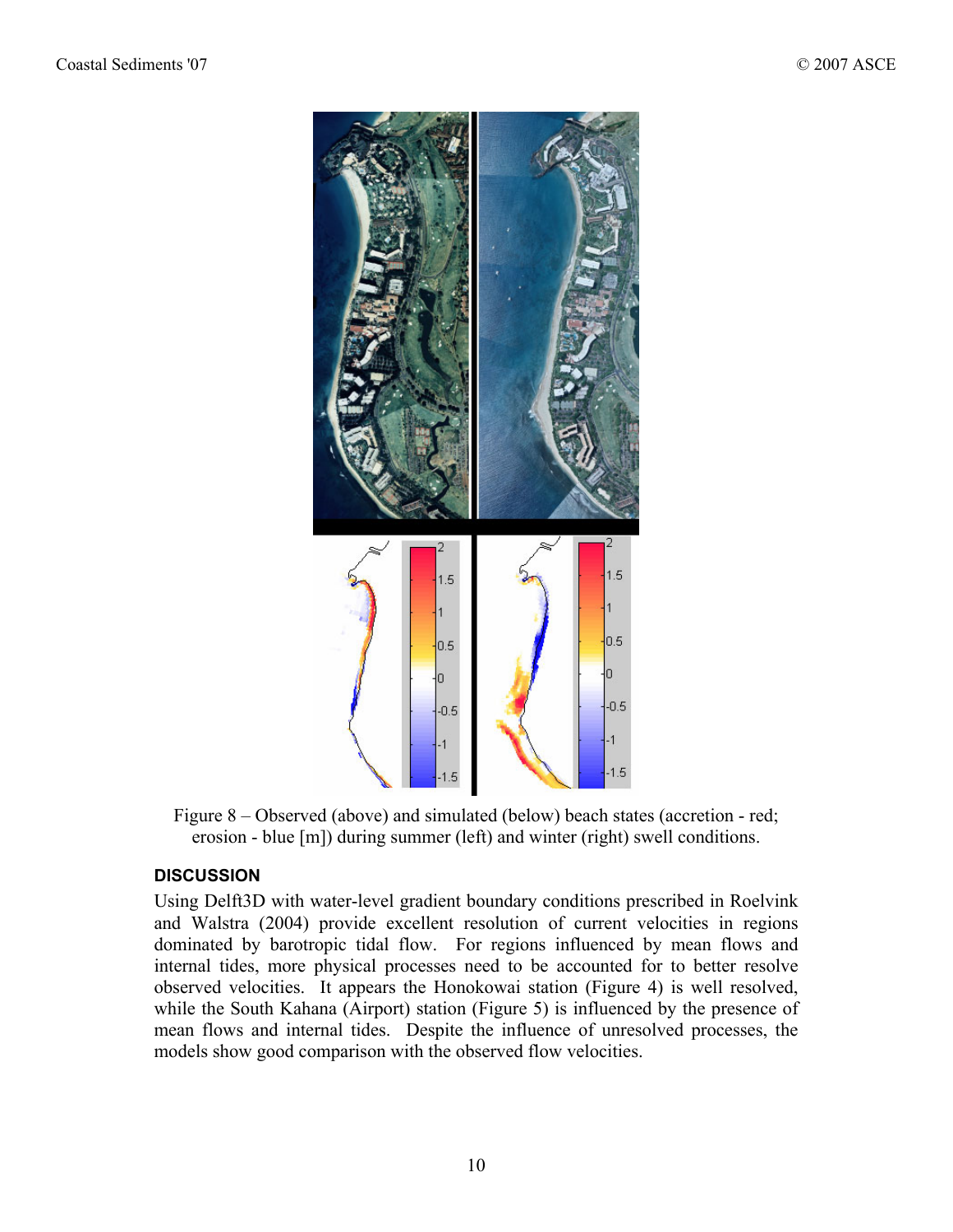Figure 8 – Observed (above) and simulated (below) beach states (accretion - red; erosion - blue [m]) during summer (left) and winter (right) swell conditions.

## DISCUSSION

Using Delft3D with water-level gradient boundary conditions prescribed in Roelvink and Walstra (2004) provide excellent resolution of current velocities in regions dominated by barotropic tidal flow. For regions influenced by mean flows and internal tides, more physical processes need to be accounted for to better resolve observed velocities. It appears the Honokowai station (Figure 4) is well resolved, while the South Kahana (Airport) station (Figure 5) is influenced by the presence of mean flows and internal tides. Despite the influence of unresolved processes, the models show good comparison with the observed flow velocities.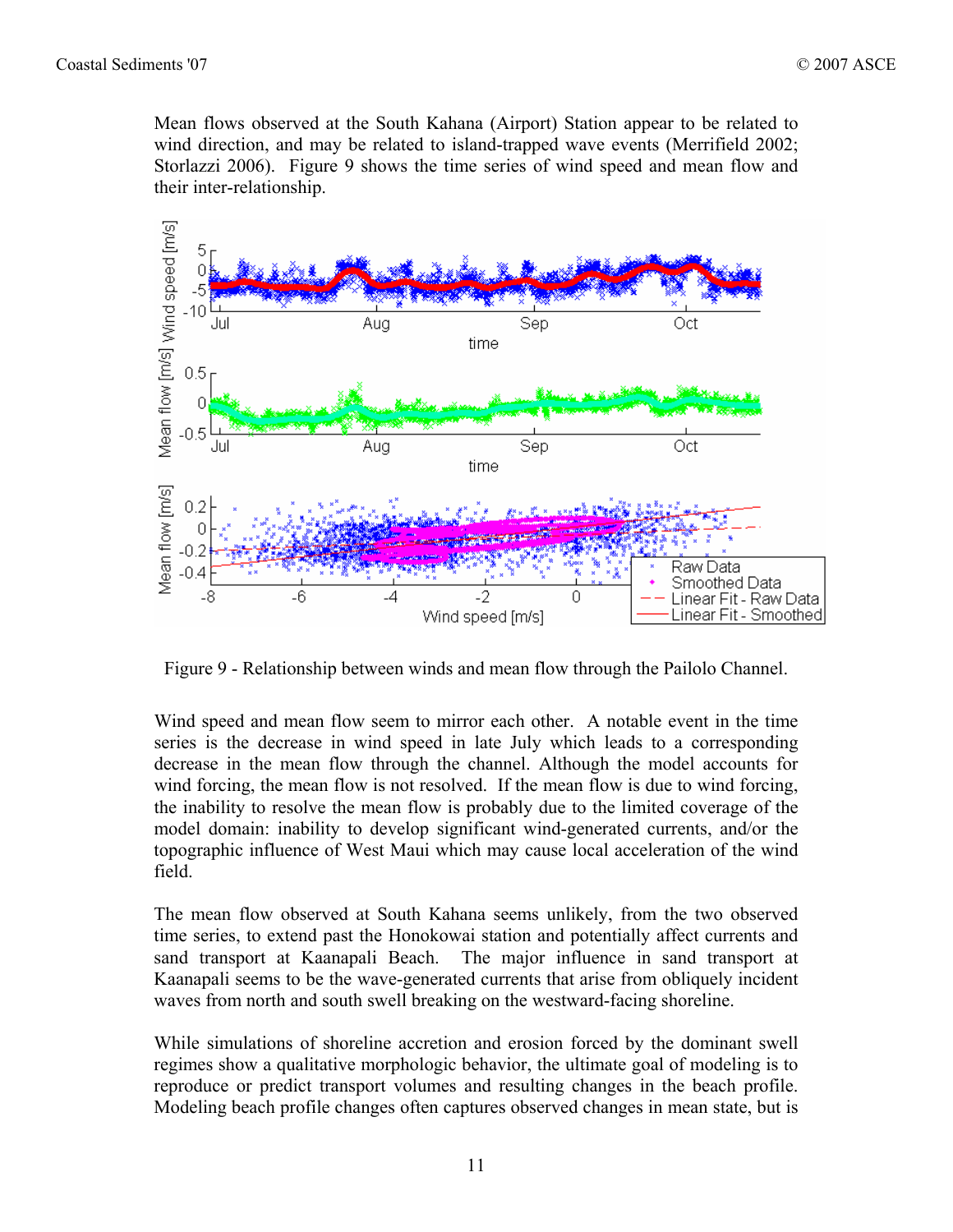Mean flows observed at the South Kahana (Airport) Station appear to be related to wind direction, and may be related to island-trapped wave events (Merrifield 2002; Storlazzi 2006). Figure 9 shows the time series of wind speed and mean flow and their inter-relationship.

Figure 9 - Relationship between winds and mean flow through the Pailolo Channel.

Wind speed and mean flow seem to mirror each other. A notable event in the time series is the decrease in wind speed in late July which leads to a corresponding decrease in the mean flow through the channel. Although the model accounts for wind forcing, the mean flow is not resolved. If the mean flow is due to wind forcing, the inability to resolve the mean flow is probably due to the limited coverage of the model domain: inability to develop significant wind-generated currents, and/or the topographic influence of West Maui which may cause local acceleration of the wind field.

The mean flow observed at South Kahana seems unlikely, from the two observed time series, to extend past the Honokowai station and potentially affect currents and sand transport at Kaanapali Beach. The major influence in sand transport at Kaanapali seems to be the wave-generated currents that arise from obliquely incident waves from north and south swell breaking on the westward-facing shoreline.

While simulations of shoreline accretion and erosion forced by the dominant swell regimes show a qualitative morphologic behavior, the ultimate goal of modeling is to reproduce or predict transport volumes and resulting changes in the beach profile. Modeling beach profile changes often captures observed changes in mean state, but is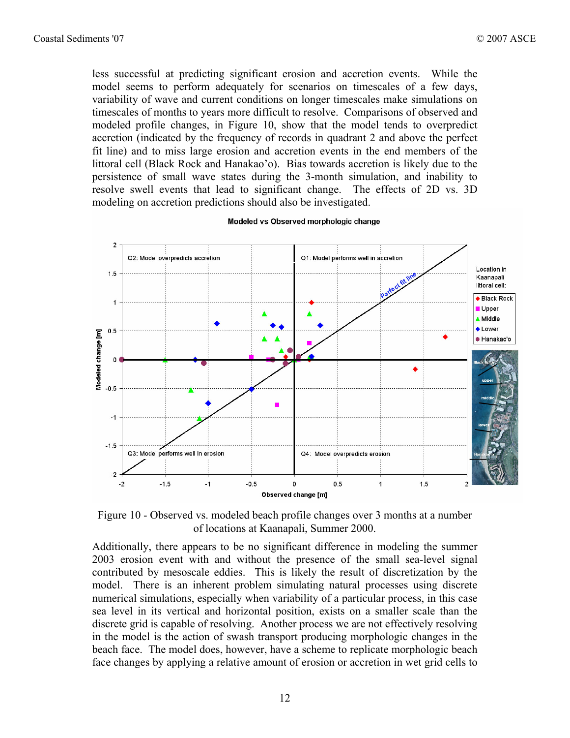less successful at predicting significant erosion and accretion events. While the model seems to perform adequately for scenarios on timescales of a few days, variability of wave and current conditions on longer timescales make simulations on timescales of months to years more difficult to resolve. Comparisons of observed and modeled profile changes, in Figure 10, show that the model tends to overpredict accretion (indicated by the frequency of records in quadrant 2 and above the perfect fit line) and to miss large erosion and accretion events in the end members of the littoral cell (Black Rock and Hanakao'o). Bias towards accretion is likely due to the persistence of small wave states during the 3-month simulation, and inability to resolve swell events that lead to significant change. The effects of 2D vs. 3D modeling on accretion predictions should also be investigated.

Figure 10 - Observed vs. modeled beach profile changes over 3 months at a number of locations at Kaanapali, Summer 2000.

Additionally, there appears to be no significant difference in modeling the summer 2003 erosion event with and without the presence of the small sea-level signal contributed by mesoscale eddies. This is likely the result of discretization by the model. There is an inherent problem simulating natural processes using discrete numerical simulations, especially when variability of a particular process, in this case sea level in its vertical and horizontal position, exists on a smaller scale than the discrete grid is capable of resolving. Another process we are not effectively resolving in the model is the action of swash transport producing morphologic changes in the beach face. The model does, however, have a scheme to replicate morphologic beach face changes by applying a relative amount of erosion or accretion in wet grid cells to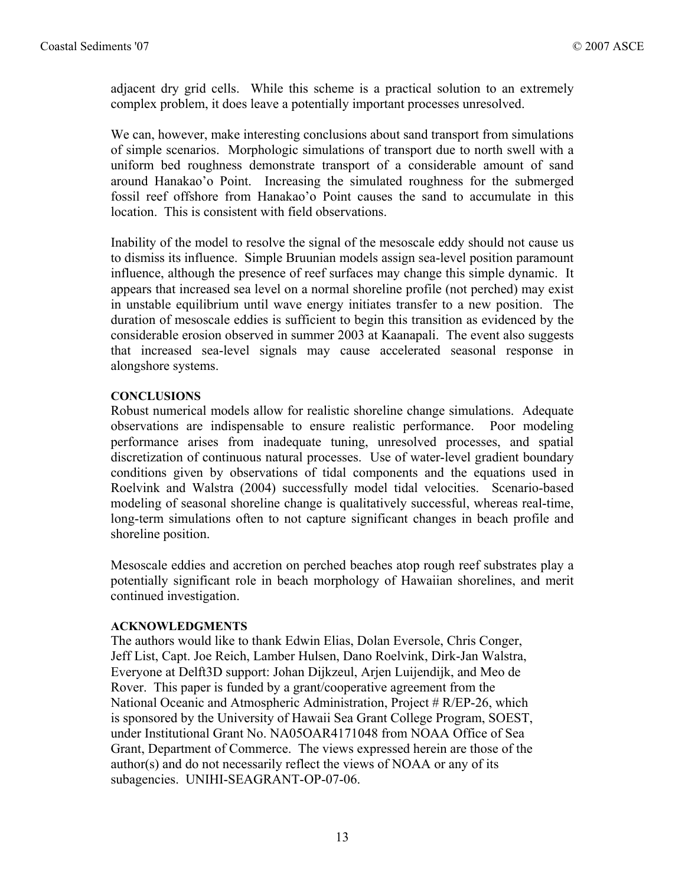adjacent dry grid cells. While this scheme is a practical solution to an extremely complex problem, it does leave a potentially important processes unresolved.

We can, however, make interesting conclusions about sand transport from simulations of simple scenarios. Morphologic simulations of transport due to north swell with a uniform bed roughness demonstrate transport of a considerable amount of sand around Hanakao'o Point. Increasing the simulated roughness for the submerged fossil reef offshore from Hanakao'o Point causes the sand to accumulate in this location. This is consistent with field observations.

Inability of the model to resolve the signal of the mesoscale eddy should not cause us to dismiss its influence. Simple Bruunian models assign sea-level position paramount influence, although the presence of reef surfaces may change this simple dynamic. It appears that increased sea level on a normal shoreline profile (not perched) may exist in unstable equilibrium until wave energy initiates transfer to a new position. The duration of mesoscale eddies is sufficient to begin this transition as evidenced by the considerable erosion observed in summer 2003 at Kaanapali. The event also suggests that increased sea-level signals may cause accelerated seasonal response in alongshore systems.

**CONCLUSIONS**

Robust numerical models allow for realistic shoreline change simulations. Adequate observations are indispensable to ensure realistic performance. Poor modeling performance arises from inadequate tuning, unresolved processes, and spatial discretization of continuous natural processes. Use of water-level gradient boundary conditions given by observations of tidal components and the equations used in Roelvink and Walstra (2004) successfully model tidal velocities. Scenario-based modeling of seasonal shoreline change is qualitatively successful, whereas real-time, long-term simulations often to not capture significant changes in beach profile and shoreline position.

Mesoscale eddies and accretion on perched beaches atop rough reef substrates play a potentially significant role in beach morphology of Hawaiian shorelines, and merit continued investigation.

**ACKNOWLEDGMENTS**

The authors would like to thank Edwin Elias, Dolan Eversole, Chris Conger, Jeff List, Capt. Joe Reich, Lamber Hulsen, Dano Roelvink, Dirk-Jan Walstra, Everyone at Delft3D support: Johan Dijkzeul, Arjen Luijendijk, and Meo de Rover. This paper is funded by a grant/cooperative agreement from the National Oceanic and Atmospheric Administration, Project # R/EP-26, which is sponsored by the University of Hawaii Sea Grant College Program, SOEST, under Institutional Grant No. NA05OAR4171048 from NOAA Office of Sea Grant, Department of Commerce. The views expressed herein are those of the author(s) and do not necessarily reflect the views of NOAA or any of its subagencies. UNIHI-SEAGRANT-OP-07-06.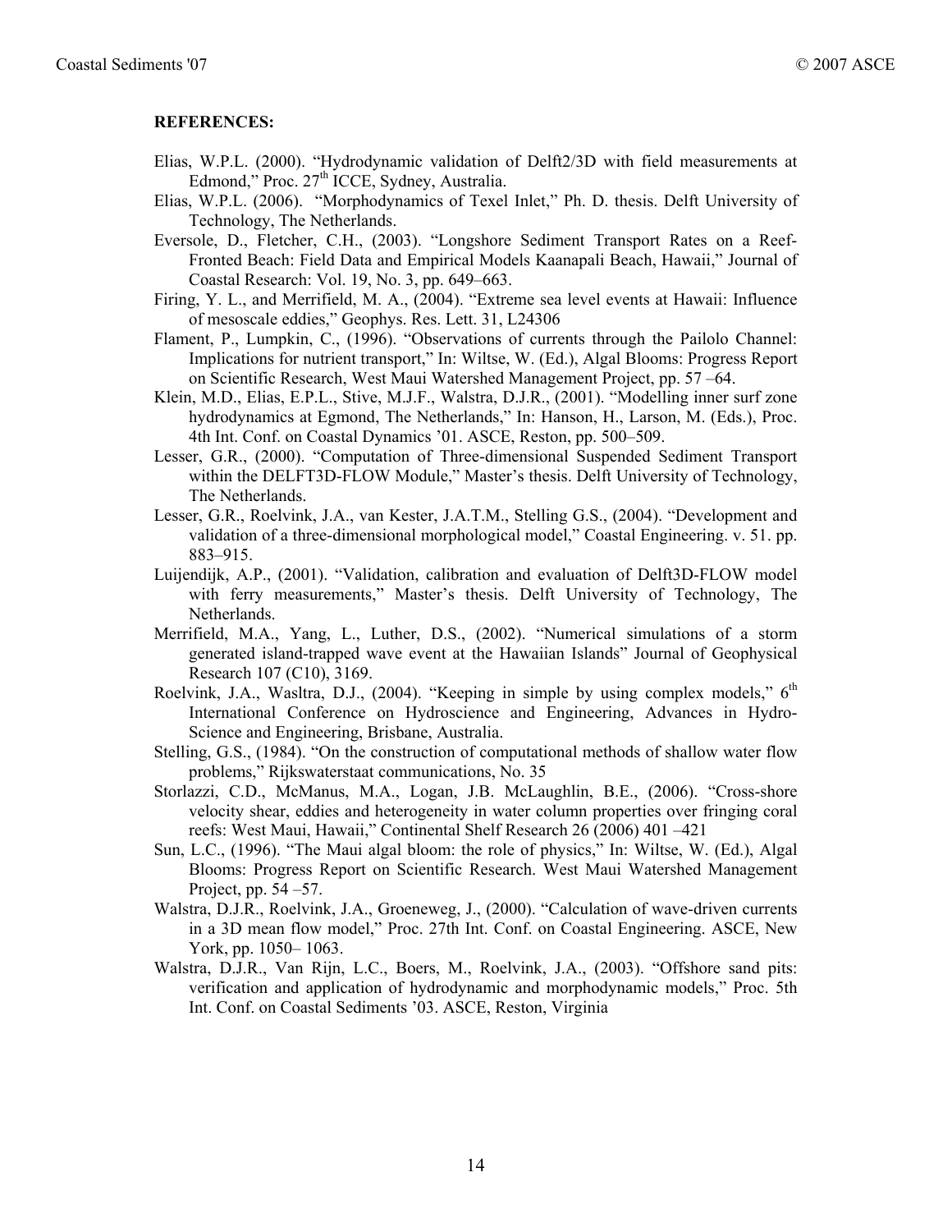**REFERENCES:**

Elias, W.P.L. (2000). "Hydrodynamic validation of Delft2/3D with field measurements at Edmond," Proc. 27th ICCE, Sydney, Australia.

Elias, W.P.L. (2006). "Morphodynamics of Texel Inlet," Ph. D. thesis. Delft University of Technology, The Netherlands.

Eversole, D., Fletcher, C.H., (2003). "Longshore Sediment Transport Rates on a Reef-Fronted Beach: Field Data and Empirical Models Kaanapali Beach, Hawaii," Journal of Coastal Research: Vol. 19, No. 3, pp. 649–663.

Firing, Y. L., and Merrifield, M. A., (2004). "Extreme sea level events at Hawaii: Influence of mesoscale eddies," Geophys. Res. Lett. 31, L24306

Flament, P., Lumpkin, C., (1996). "Observations of currents through the Pailolo Channel: Implications for nutrient transport," In: Wiltse, W. (Ed.), Algal Blooms: Progress Report on Scientific Research, West Maui Watershed Management Project, pp. 57 –64.

Klein, M.D., Elias, E.P.L., Stive, M.J.F., Walstra, D.J.R., (2001). "Modelling inner surf zone hydrodynamics at Egmond, The Netherlands," In: Hanson, H., Larson, M. (Eds.), Proc. 4th Int. Conf. on Coastal Dynamics '01. ASCE, Reston, pp. 500–509.

Lesser, G.R., (2000). "Computation of Three-dimensional Suspended Sediment Transport within the DELFT3D-FLOW Module," Master's thesis. Delft University of Technology, The Netherlands.

Lesser, G.R., Roelvink, J.A., van Kester, J.A.T.M., Stelling G.S., (2004). "Development and validation of a three-dimensional morphological model," Coastal Engineering. v. 51. pp. 883–915.

Luijendijk, A.P., (2001). "Validation, calibration and evaluation of Delft3D-FLOW model with ferry measurements," Master's thesis. Delft University of Technology, The Netherlands.

Merrifield, M.A., Yang, L., Luther, D.S., (2002). "Numerical simulations of a storm generated island-trapped wave event at the Hawaiian Islands" Journal of Geophysical Research 107 (C10), 3169.

Roelvink, J.A., Wasltra, D.J., (2004). "Keeping in simple by using complex models," 6th International Conference on Hydroscience and Engineering, Advances in Hydro-Science and Engineering, Brisbane, Australia.

Stelling, G.S., (1984). "On the construction of computational methods of shallow water flow problems," Rijkswaterstaat communications, No. 35

Storlazzi, C.D., McManus, M.A., Logan, J.B. McLaughlin, B.E., (2006). "Cross-shore velocity shear, eddies and heterogeneity in water column properties over fringing coral reefs: West Maui, Hawaii," Continental Shelf Research 26 (2006) 401 –421

Sun, L.C., (1996). "The Maui algal bloom: the role of physics," In: Wiltse, W. (Ed.), Algal Blooms: Progress Report on Scientific Research. West Maui Watershed Management Project, pp. 54 –57.

Walstra, D.J.R., Roelvink, J.A., Groeneweg, J., (2000). "Calculation of wave-driven currents in a 3D mean flow model," Proc. 27th Int. Conf. on Coastal Engineering. ASCE, New York, pp. 1050– 1063.

Walstra, D.J.R., Van Rijn, L.C., Boers, M., Roelvink, J.A., (2003). "Offshore sand pits: verification and application of hydrodynamic and morphodynamic models," Proc. 5th Int. Conf. on Coastal Sediments '03. ASCE, Reston, Virginia